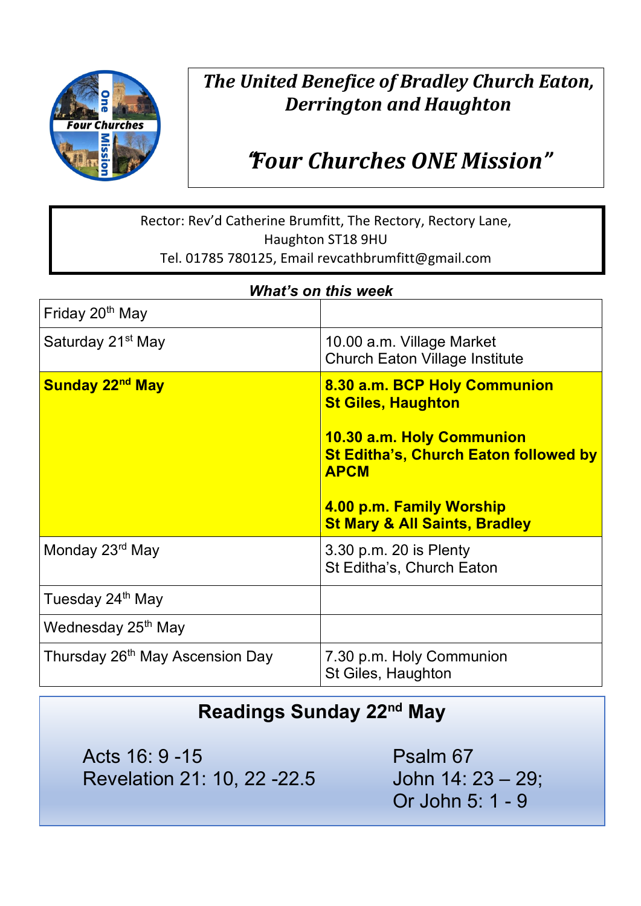# *The United Benefice of Bradley Church Eaton, Derrington and Haughton*

## *"Four Churches ONE Mission"*

Rector: Rev'd Catherine Brumfitt, The Rectory, Rectory Lane,
Haughton ST18 9HU
Tel. 01785 780125, Email revcathbrumfitt@gmail.com

***What's on this week***

| | |
|---|---|
| Friday 20th May | |
| Saturday 21st May | 10.00 a.m. Village Market<br>Church Eaton Village Institute |
| **Sunday 22nd May** | **8.30 a.m. BCP Holy Communion<br>St Giles, Haughton<br><br>10.30 a.m. Holy Communion<br>St Editha's, Church Eaton followed by APCM<br><br>4.00 p.m. Family Worship<br>St Mary & All Saints, Bradley** |
| Monday 23rd May | 3.30 p.m. 20 is Plenty<br>St Editha's, Church Eaton |
| Tuesday 24th May | |
| Wednesday 25th May | |
| Thursday 26th May Ascension Day | 7.30 p.m. Holy Communion<br>St Giles, Haughton |

## Readings Sunday 22nd May

Acts 16: 9 -15
Revelation 21: 10, 22 -22.5

Psalm 67
John 14: 23 – 29;
Or John 5: 1 - 9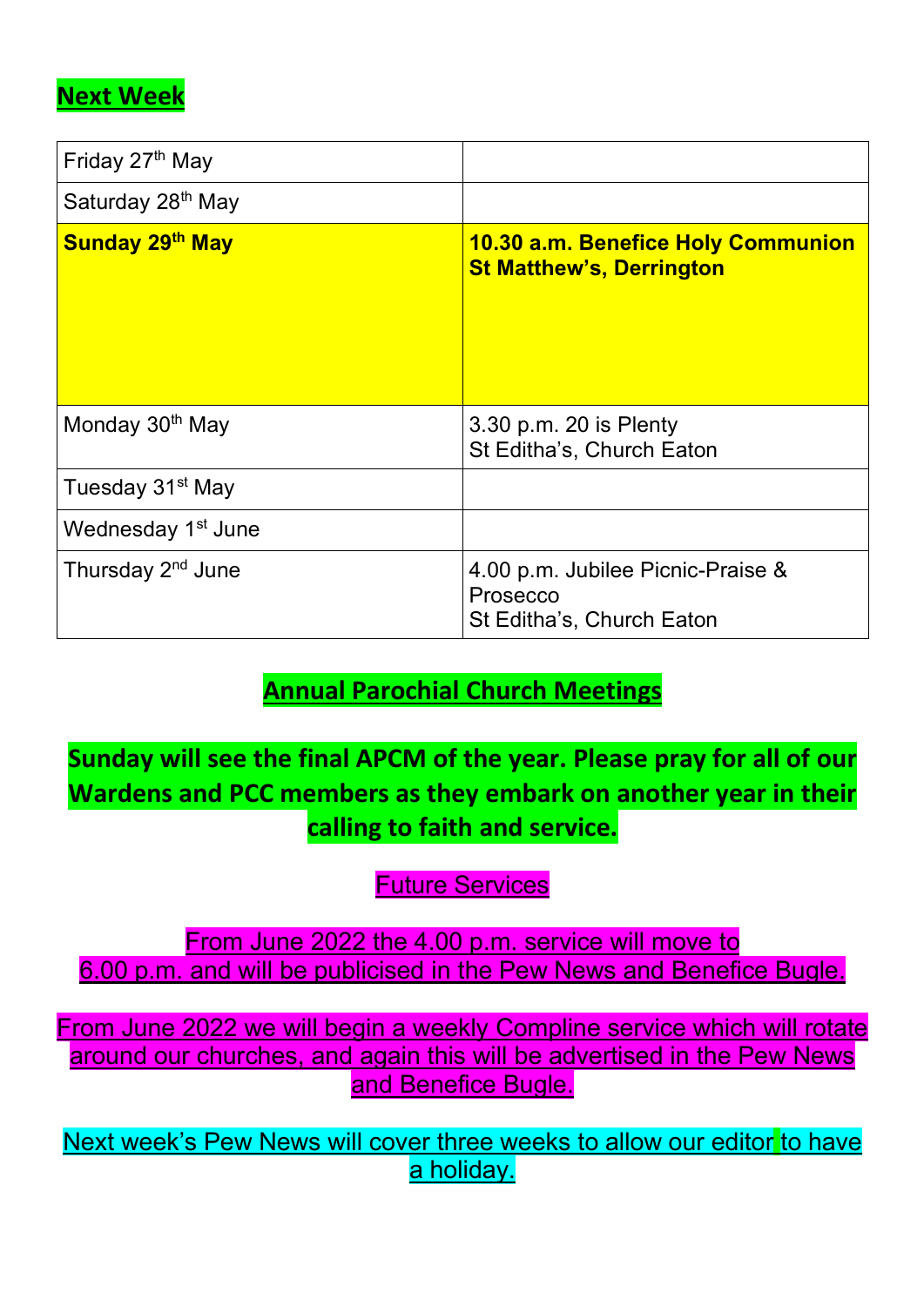## Next Week

| | |
|---|---|
| Friday 27th May | |
| Saturday 28th May | |
| **Sunday 29th May** | **10.30 a.m. Benefice Holy Communion St Matthew's, Derrington** |
| Monday 30th May | 3.30 p.m. 20 is Plenty St Editha's, Church Eaton |
| Tuesday 31st May | |
| Wednesday 1st June | |
| Thursday 2nd June | 4.00 p.m. Jubilee Picnic-Praise & Prosecco St Editha's, Church Eaton |

## Annual Parochial Church Meetings

**Sunday will see the final APCM of the year. Please pray for all of our Wardens and PCC members as they embark on another year in their calling to faith and service.**

Future Services

From June 2022 the 4.00 p.m. service will move to 6.00 p.m. and will be publicised in the Pew News and Benefice Bugle.

From June 2022 we will begin a weekly Compline service which will rotate around our churches, and again this will be advertised in the Pew News and Benefice Bugle.

Next week's Pew News will cover three weeks to allow our editor to have a holiday.